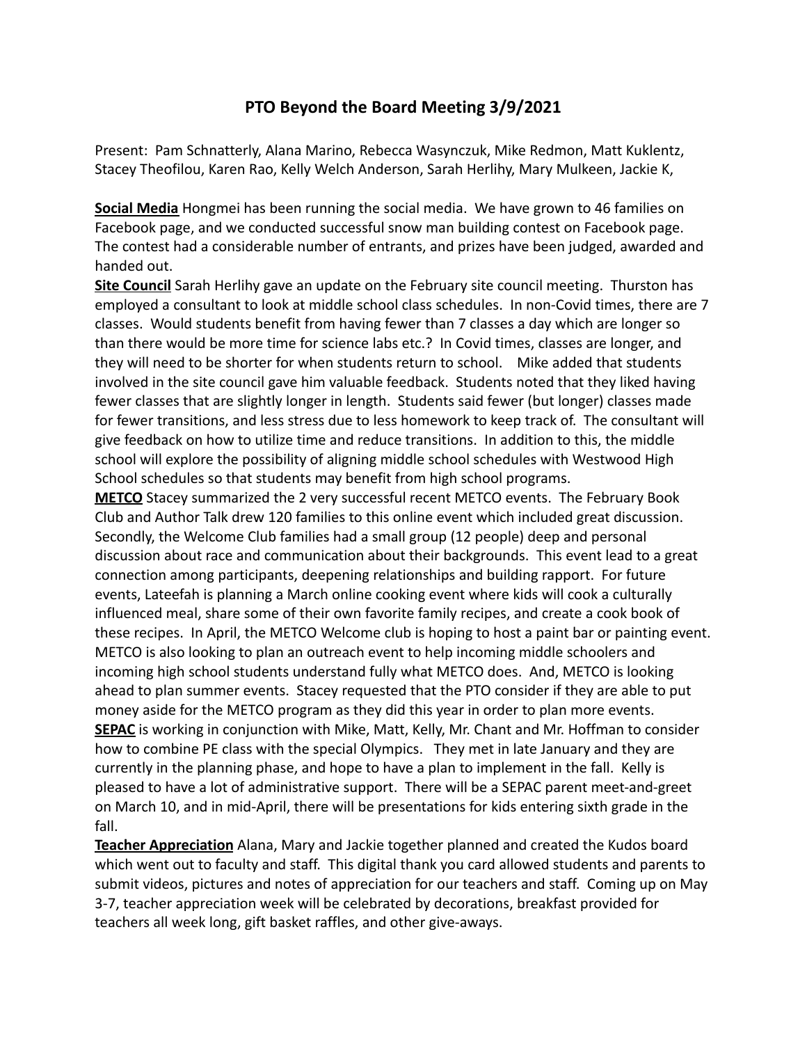# PTO Beyond the Board Meeting 3/9/2021

Present: Pam Schnatterly, Alana Marino, Rebecca Wasynczuk, Mike Redmon, Matt Kuklentz, Stacey Theofilou, Karen Rao, Kelly Welch Anderson, Sarah Herlihy, Mary Mulkeen, Jackie K,

**Social Media** Hongmei has been running the social media. We have grown to 46 families on Facebook page, and we conducted successful snow man building contest on Facebook page. The contest had a considerable number of entrants, and prizes have been judged, awarded and handed out.

**Site Council** Sarah Herlihy gave an update on the February site council meeting. Thurston has employed a consultant to look at middle school class schedules. In non-Covid times, there are 7 classes. Would students benefit from having fewer than 7 classes a day which are longer so than there would be more time for science labs etc.? In Covid times, classes are longer, and they will need to be shorter for when students return to school. Mike added that students involved in the site council gave him valuable feedback. Students noted that they liked having fewer classes that are slightly longer in length. Students said fewer (but longer) classes made for fewer transitions, and less stress due to less homework to keep track of. The consultant will give feedback on how to utilize time and reduce transitions. In addition to this, the middle school will explore the possibility of aligning middle school schedules with Westwood High School schedules so that students may benefit from high school programs.

**METCO** Stacey summarized the 2 very successful recent METCO events. The February Book Club and Author Talk drew 120 families to this online event which included great discussion. Secondly, the Welcome Club families had a small group (12 people) deep and personal discussion about race and communication about their backgrounds. This event lead to a great connection among participants, deepening relationships and building rapport. For future events, Lateefah is planning a March online cooking event where kids will cook a culturally influenced meal, share some of their own favorite family recipes, and create a cook book of these recipes. In April, the METCO Welcome club is hoping to host a paint bar or painting event. METCO is also looking to plan an outreach event to help incoming middle schoolers and incoming high school students understand fully what METCO does. And, METCO is looking ahead to plan summer events. Stacey requested that the PTO consider if they are able to put money aside for the METCO program as they did this year in order to plan more events.

**SEPAC** is working in conjunction with Mike, Matt, Kelly, Mr. Chant and Mr. Hoffman to consider how to combine PE class with the special Olympics. They met in late January and they are currently in the planning phase, and hope to have a plan to implement in the fall. Kelly is pleased to have a lot of administrative support. There will be a SEPAC parent meet-and-greet on March 10, and in mid-April, there will be presentations for kids entering sixth grade in the fall.

**Teacher Appreciation** Alana, Mary and Jackie together planned and created the Kudos board which went out to faculty and staff. This digital thank you card allowed students and parents to submit videos, pictures and notes of appreciation for our teachers and staff. Coming up on May 3-7, teacher appreciation week will be celebrated by decorations, breakfast provided for teachers all week long, gift basket raffles, and other give-aways.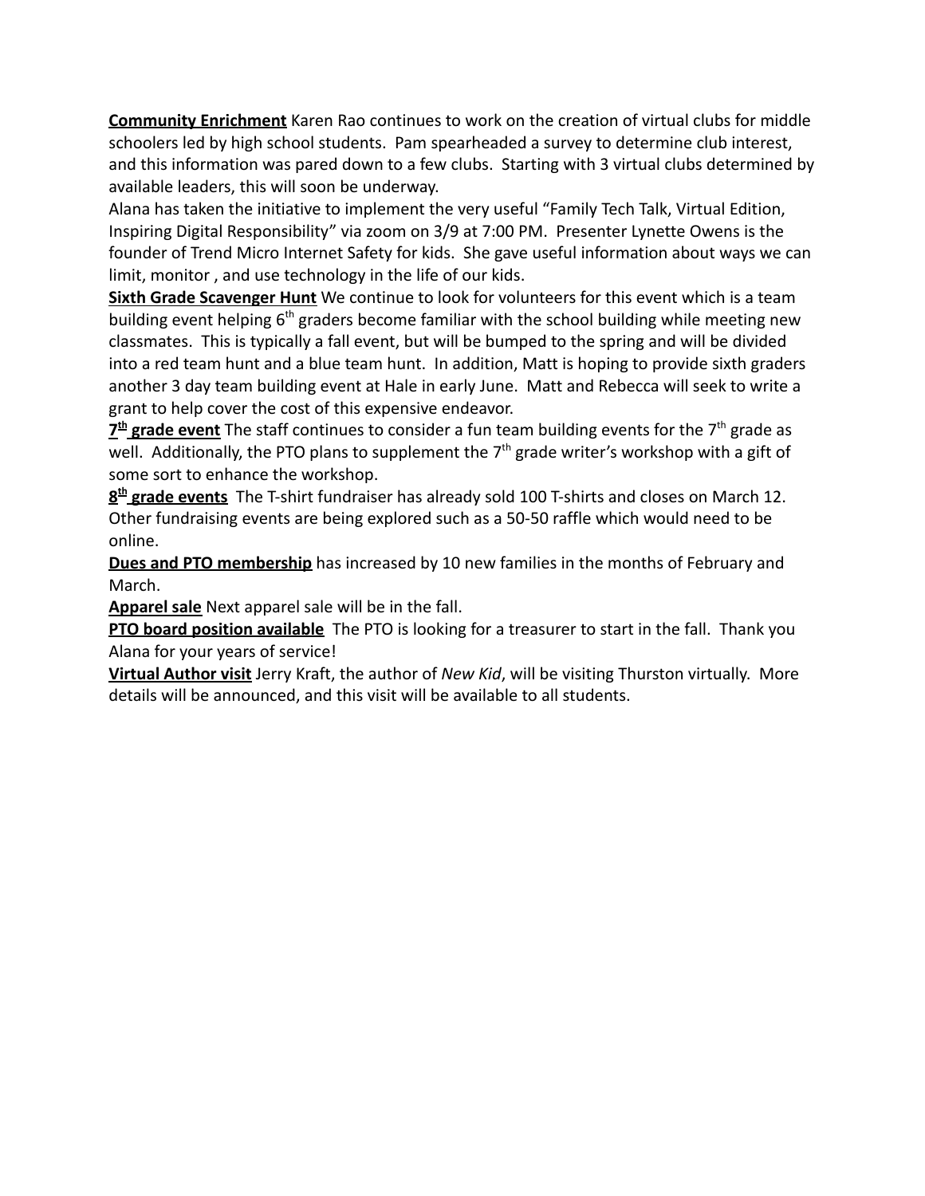**Community Enrichment** Karen Rao continues to work on the creation of virtual clubs for middle schoolers led by high school students. Pam spearheaded a survey to determine club interest, and this information was pared down to a few clubs. Starting with 3 virtual clubs determined by available leaders, this will soon be underway.

Alana has taken the initiative to implement the very useful "Family Tech Talk, Virtual Edition, Inspiring Digital Responsibility" via zoom on 3/9 at 7:00 PM. Presenter Lynette Owens is the founder of Trend Micro Internet Safety for kids. She gave useful information about ways we can limit, monitor , and use technology in the life of our kids.

**Sixth Grade Scavenger Hunt** We continue to look for volunteers for this event which is a team building event helping 6th graders become familiar with the school building while meeting new classmates. This is typically a fall event, but will be bumped to the spring and will be divided into a red team hunt and a blue team hunt. In addition, Matt is hoping to provide sixth graders another 3 day team building event at Hale in early June. Matt and Rebecca will seek to write a grant to help cover the cost of this expensive endeavor.

**7th grade event** The staff continues to consider a fun team building events for the 7th grade as well. Additionally, the PTO plans to supplement the 7th grade writer's workshop with a gift of some sort to enhance the workshop.

**8th grade events** The T-shirt fundraiser has already sold 100 T-shirts and closes on March 12. Other fundraising events are being explored such as a 50-50 raffle which would need to be online.

**Dues and PTO membership** has increased by 10 new families in the months of February and March.

**Apparel sale** Next apparel sale will be in the fall.

**PTO board position available** The PTO is looking for a treasurer to start in the fall. Thank you Alana for your years of service!

**Virtual Author visit** Jerry Kraft, the author of *New Kid*, will be visiting Thurston virtually. More details will be announced, and this visit will be available to all students.